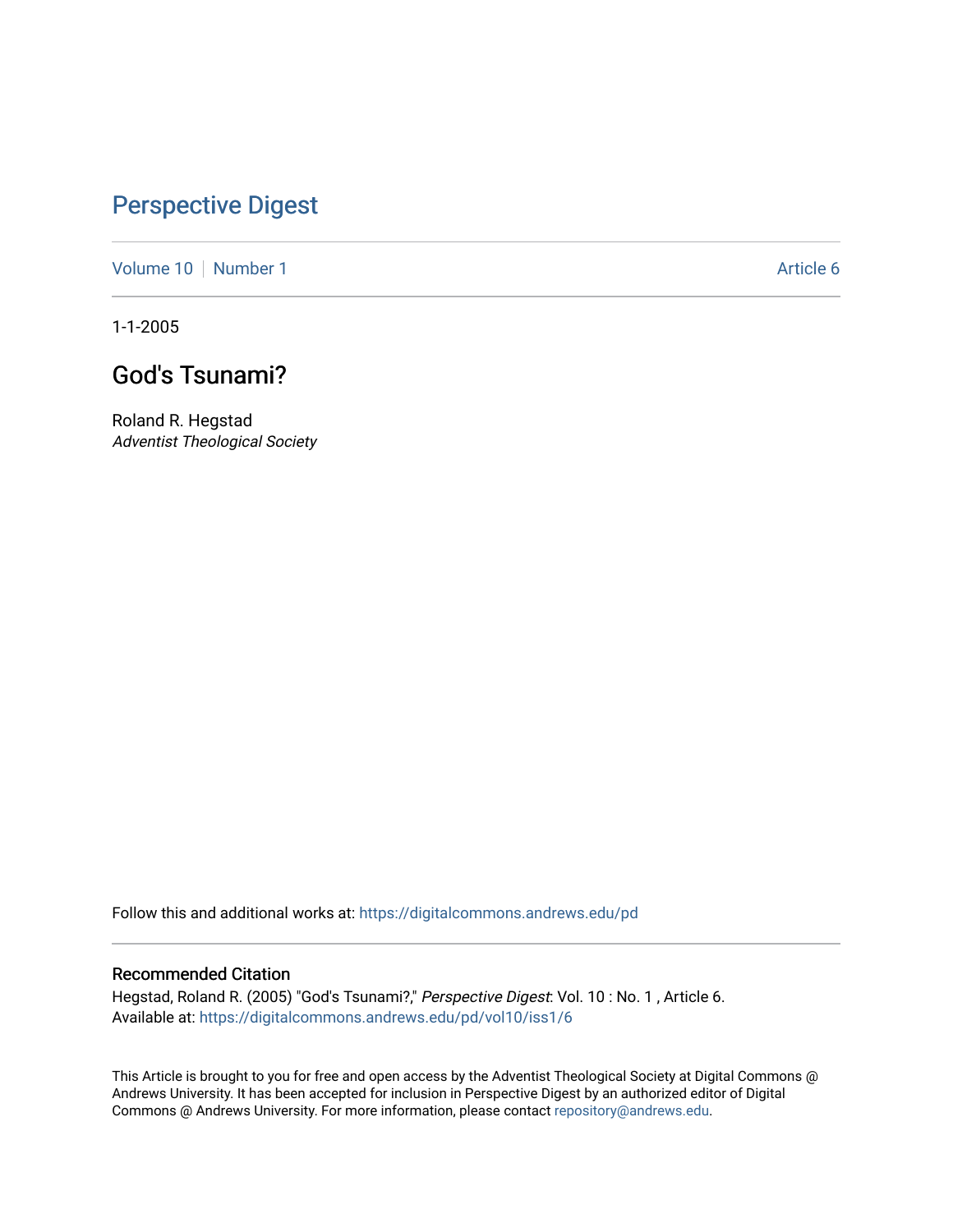# Perspective Digest

Volume 10 | Number 1 | Article 6

1-1-2005

## God's Tsunami?

Roland R. Hegstad
*Adventist Theological Society*

Follow this and additional works at: https://digitalcommons.andrews.edu/pd

### Recommended Citation

Hegstad, Roland R. (2005) "God's Tsunami?," *Perspective Digest*: Vol. 10 : No. 1 , Article 6.
Available at: https://digitalcommons.andrews.edu/pd/vol10/iss1/6

This Article is brought to you for free and open access by the Adventist Theological Society at Digital Commons @ Andrews University. It has been accepted for inclusion in Perspective Digest by an authorized editor of Digital Commons @ Andrews University. For more information, please contact repository@andrews.edu.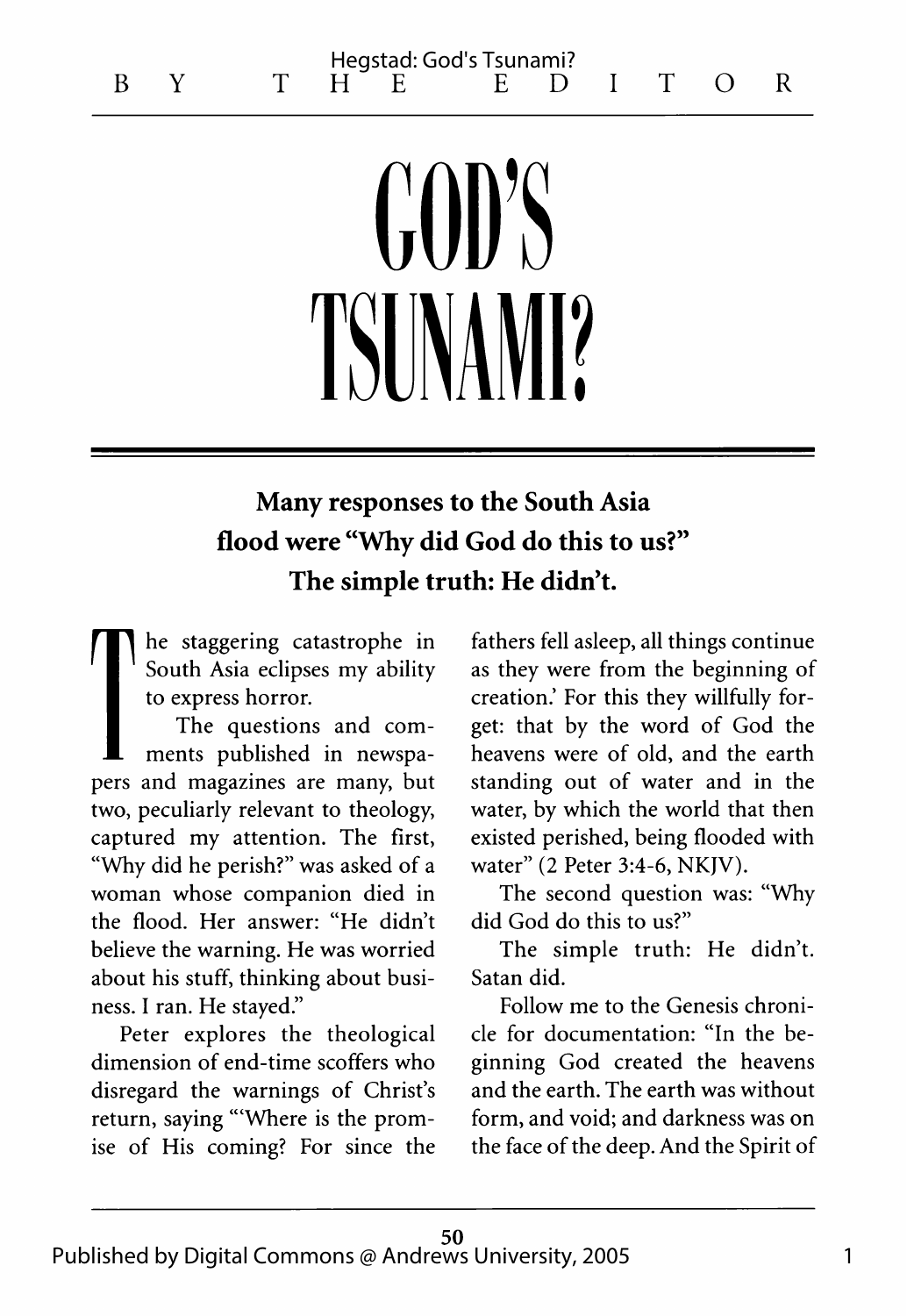BY THE EDITOR

# GOD'S TSUNAMI?

**Many responses to the South Asia flood were "Why did God do this to us?" The simple truth: He didn't.**

The staggering catastrophe in South Asia eclipses my ability to express horror.

The questions and comments published in newspapers and magazines are many, but two, peculiarly relevant to theology, captured my attention. The first, "Why did he perish?" was asked of a woman whose companion died in the flood. Her answer: "He didn't believe the warning. He was worried about his stuff, thinking about business. I ran. He stayed."

Peter explores the theological dimension of end-time scoffers who disregard the warnings of Christ's return, saying "'Where is the promise of His coming? For since the fathers fell asleep, all things continue as they were from the beginning of creation.' For this they willfully forget: that by the word of God the heavens were of old, and the earth standing out of water and in the water, by which the world that then existed perished, being flooded with water" (2 Peter 3:4-6, NKJV).

The second question was: "Why did God do this to us?"

The simple truth: He didn't. Satan did.

Follow me to the Genesis chronicle for documentation: "In the beginning God created the heavens and the earth. The earth was without form, and void; and darkness was on the face of the deep. And the Spirit of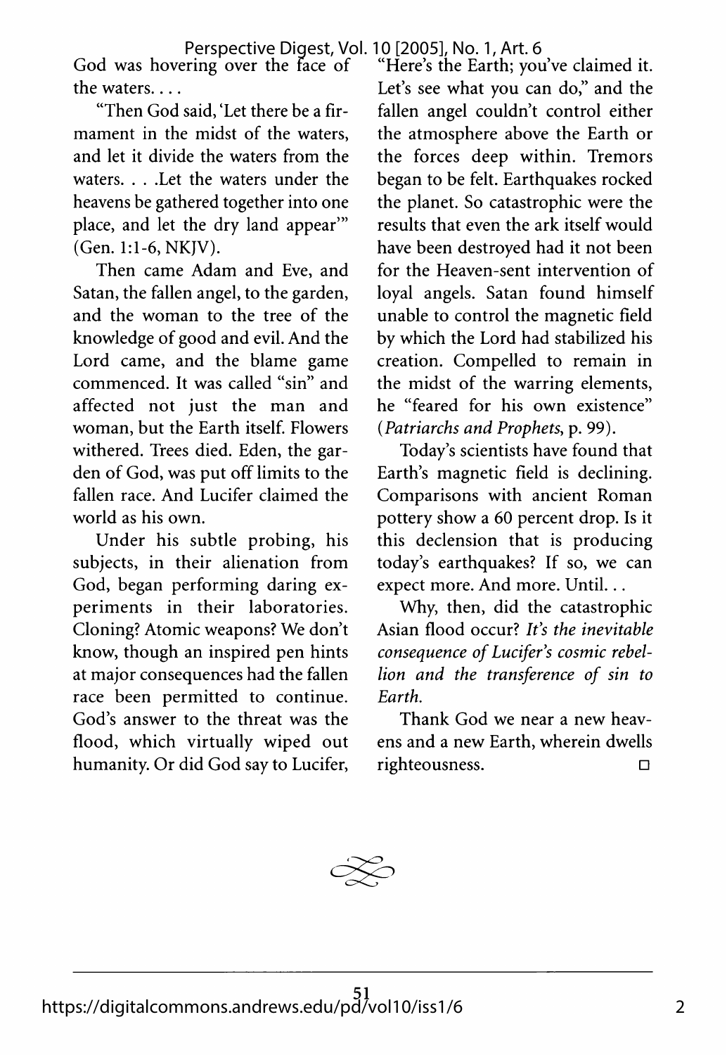God was hovering over the face of the waters. . . .

"Then God said, 'Let there be a firmament in the midst of the waters, and let it divide the waters from the waters. . . .Let the waters under the heavens be gathered together into one place, and let the dry land appear'" (Gen. 1:1-6, NKJV).

Then came Adam and Eve, and Satan, the fallen angel, to the garden, and the woman to the tree of the knowledge of good and evil. And the Lord came, and the blame game commenced. It was called "sin" and affected not just the man and woman, but the Earth itself. Flowers withered. Trees died. Eden, the garden of God, was put off limits to the fallen race. And Lucifer claimed the world as his own.

Under his subtle probing, his subjects, in their alienation from God, began performing daring experiments in their laboratories. Cloning? Atomic weapons? We don't know, though an inspired pen hints at major consequences had the fallen race been permitted to continue. God's answer to the threat was the flood, which virtually wiped out humanity. Or did God say to Lucifer, "Here's the Earth; you've claimed it. Let's see what you can do," and the fallen angel couldn't control either the atmosphere above the Earth or the forces deep within. Tremors began to be felt. Earthquakes rocked the planet. So catastrophic were the results that even the ark itself would have been destroyed had it not been for the Heaven-sent intervention of loyal angels. Satan found himself unable to control the magnetic field by which the Lord had stabilized his creation. Compelled to remain in the midst of the warring elements, he "feared for his own existence" (*Patriarchs and Prophets*, p. 99).

Today's scientists have found that Earth's magnetic field is declining. Comparisons with ancient Roman pottery show a 60 percent drop. Is it this declension that is producing today's earthquakes? If so, we can expect more. And more. Until. . .

Why, then, did the catastrophic Asian flood occur? *It's the inevitable consequence of Lucifer's cosmic rebellion and the transference of sin to Earth.*

Thank God we near a new heavens and a new Earth, wherein dwells righteousness. □